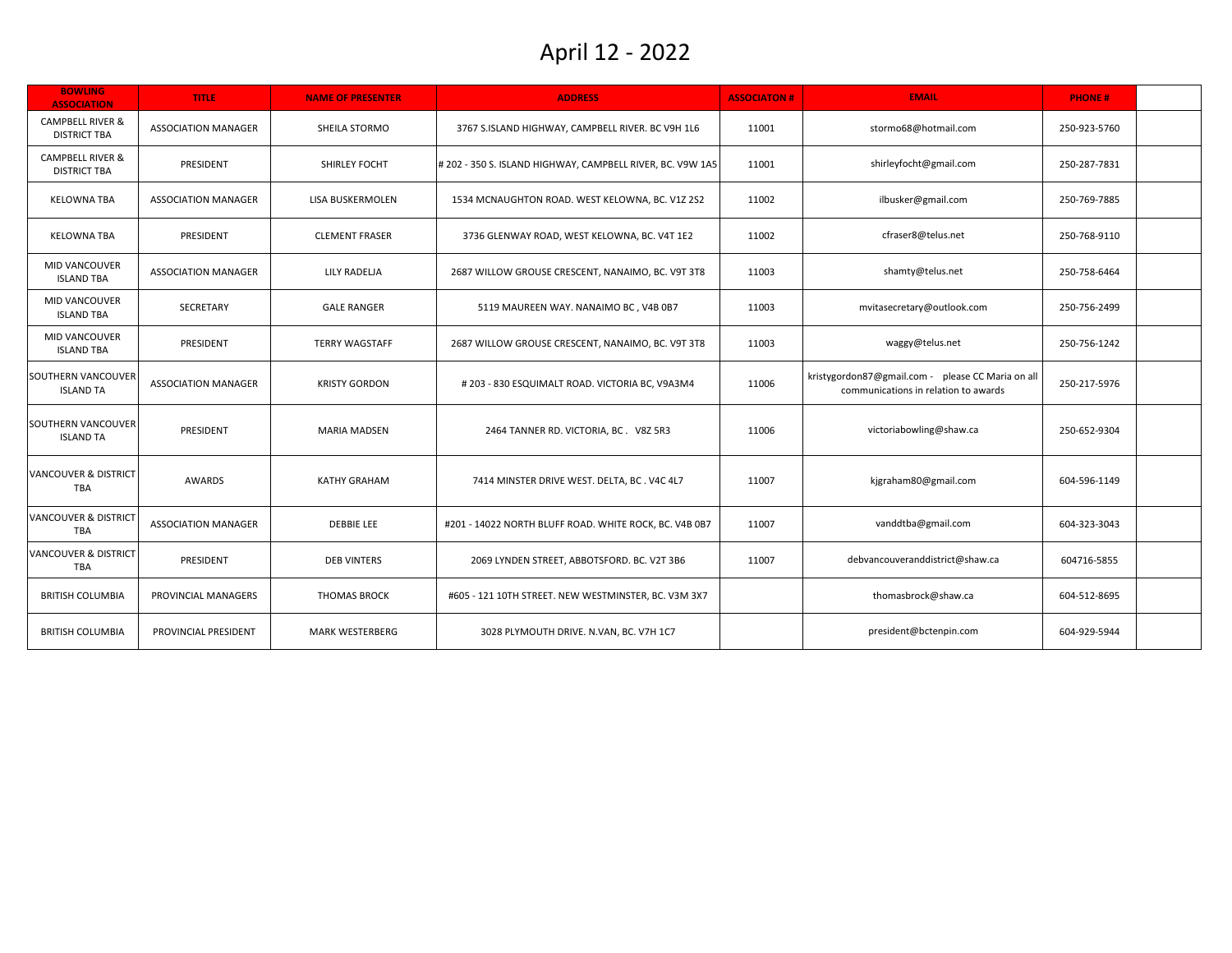# April 12 - 2022

| BOWLING ASSOCIATION | TITLE | NAME OF PRESENTER | ADDRESS | ASSOCIATON # | EMAIL | PHONE # | |
|---|---|---|---|---|---|---|---|
| CAMPBELL RIVER & DISTRICT TBA | ASSOCIATION MANAGER | SHEILA STORMO | 3767 S.ISLAND HIGHWAY, CAMPBELL RIVER. BC V9H 1L6 | 11001 | stormo68@hotmail.com | 250-923-5760 | |
| CAMPBELL RIVER & DISTRICT TBA | PRESIDENT | SHIRLEY FOCHT | # 202 - 350 S. ISLAND HIGHWAY, CAMPBELL RIVER, BC. V9W 1A5 | 11001 | shirleyfocht@gmail.com | 250-287-7831 | |
| KELOWNA TBA | ASSOCIATION MANAGER | LISA BUSKERMOLEN | 1534 MCNAUGHTON ROAD. WEST KELOWNA, BC. V1Z 2S2 | 11002 | ilbusker@gmail.com | 250-769-7885 | |
| KELOWNA TBA | PRESIDENT | CLEMENT FRASER | 3736 GLENWAY ROAD, WEST KELOWNA, BC. V4T 1E2 | 11002 | cfraser8@telus.net | 250-768-9110 | |
| MID VANCOUVER ISLAND TBA | ASSOCIATION MANAGER | LILY RADELJA | 2687 WILLOW GROUSE CRESCENT, NANAIMO, BC. V9T 3T8 | 11003 | shamty@telus.net | 250-758-6464 | |
| MID VANCOUVER ISLAND TBA | SECRETARY | GALE RANGER | 5119 MAUREEN WAY. NANAIMO BC , V4B 0B7 | 11003 | mvitasecretary@outlook.com | 250-756-2499 | |
| MID VANCOUVER ISLAND TBA | PRESIDENT | TERRY WAGSTAFF | 2687 WILLOW GROUSE CRESCENT, NANAIMO, BC. V9T 3T8 | 11003 | waggy@telus.net | 250-756-1242 | |
| SOUTHERN VANCOUVER ISLAND TA | ASSOCIATION MANAGER | KRISTY GORDON | # 203 - 830 ESQUIMALT ROAD. VICTORIA BC, V9A3M4 | 11006 | kristygordon87@gmail.com - please CC Maria on all communications in relation to awards | 250-217-5976 | |
| SOUTHERN VANCOUVER ISLAND TA | PRESIDENT | MARIA MADSEN | 2464 TANNER RD. VICTORIA, BC . V8Z 5R3 | 11006 | victoriabowling@shaw.ca | 250-652-9304 | |
| VANCOUVER & DISTRICT TBA | AWARDS | KATHY GRAHAM | 7414 MINSTER DRIVE WEST. DELTA, BC . V4C 4L7 | 11007 | kjgraham80@gmail.com | 604-596-1149 | |
| VANCOUVER & DISTRICT TBA | ASSOCIATION MANAGER | DEBBIE LEE | #201 - 14022 NORTH BLUFF ROAD. WHITE ROCK, BC. V4B 0B7 | 11007 | vanddtba@gmail.com | 604-323-3043 | |
| VANCOUVER & DISTRICT TBA | PRESIDENT | DEB VINTERS | 2069 LYNDEN STREET, ABBOTSFORD. BC. V2T 3B6 | 11007 | debvancouveranddistrict@shaw.ca | 604716-5855 | |
| BRITISH COLUMBIA | PROVINCIAL MANAGERS | THOMAS BROCK | #605 - 121 10TH STREET. NEW WESTMINSTER, BC. V3M 3X7 | | thomasbrock@shaw.ca | 604-512-8695 | |
| BRITISH COLUMBIA | PROVINCIAL PRESIDENT | MARK WESTERBERG | 3028 PLYMOUTH DRIVE. N.VAN, BC. V7H 1C7 | | president@bctenpin.com | 604-929-5944 | |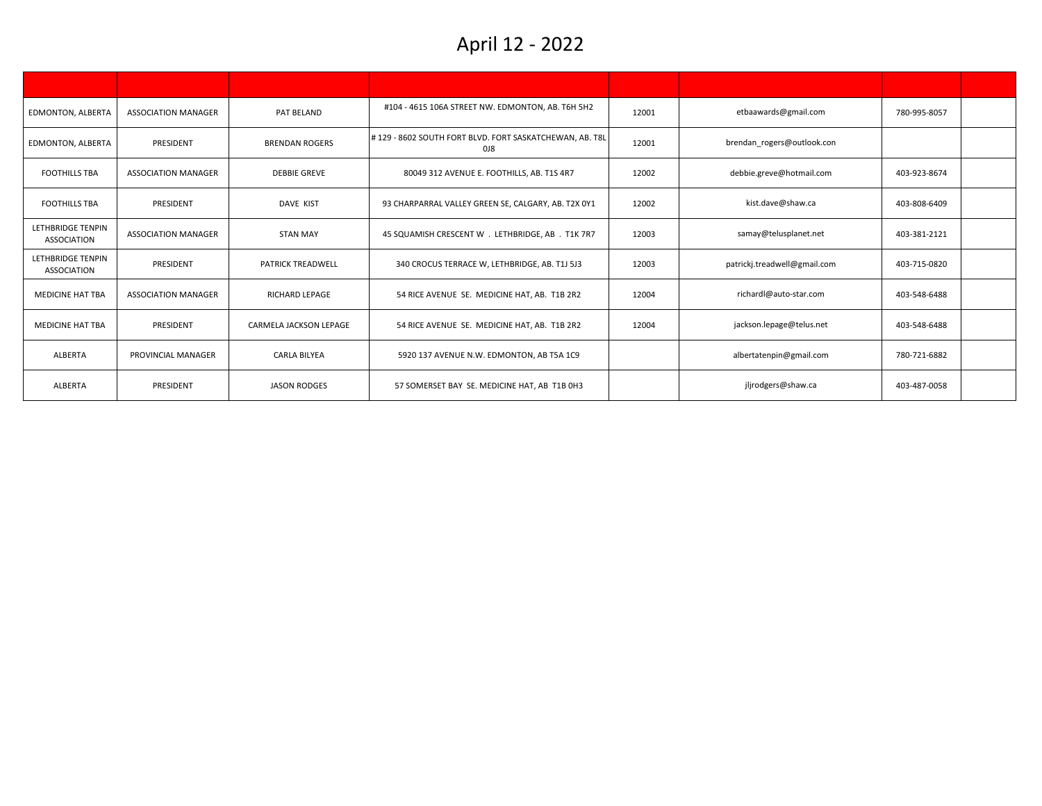# April 12 - 2022

| | | | | | | | |
|---|---|---|---|---|---|---|---|
| EDMONTON, ALBERTA | ASSOCIATION MANAGER | PAT BELAND | #104 - 4615 106A STREET NW. EDMONTON, AB. T6H 5H2 | 12001 | etbaawards@gmail.com | 780-995-8057 | |
| EDMONTON, ALBERTA | PRESIDENT | BRENDAN ROGERS | # 129 - 8602 SOUTH FORT BLVD. FORT SASKATCHEWAN, AB. T8L 0J8 | 12001 | brendan_rogers@outlook.con | | |
| FOOTHILLS TBA | ASSOCIATION MANAGER | DEBBIE GREVE | 80049 312 AVENUE E. FOOTHILLS, AB. T1S 4R7 | 12002 | debbie.greve@hotmail.com | 403-923-8674 | |
| FOOTHILLS TBA | PRESIDENT | DAVE KIST | 93 CHARPARRAL VALLEY GREEN SE, CALGARY, AB. T2X 0Y1 | 12002 | kist.dave@shaw.ca | 403-808-6409 | |
| LETHBRIDGE TENPIN ASSOCIATION | ASSOCIATION MANAGER | STAN MAY | 45 SQUAMISH CRESCENT W . LETHBRIDGE, AB . T1K 7R7 | 12003 | samay@telusplanet.net | 403-381-2121 | |
| LETHBRIDGE TENPIN ASSOCIATION | PRESIDENT | PATRICK TREADWELL | 340 CROCUS TERRACE W, LETHBRIDGE, AB. T1J 5J3 | 12003 | patrickj.treadwell@gmail.com | 403-715-0820 | |
| MEDICINE HAT TBA | ASSOCIATION MANAGER | RICHARD LEPAGE | 54 RICE AVENUE SE. MEDICINE HAT, AB. T1B 2R2 | 12004 | richardl@auto-star.com | 403-548-6488 | |
| MEDICINE HAT TBA | PRESIDENT | CARMELA JACKSON LEPAGE | 54 RICE AVENUE SE. MEDICINE HAT, AB. T1B 2R2 | 12004 | jackson.lepage@telus.net | 403-548-6488 | |
| ALBERTA | PROVINCIAL MANAGER | CARLA BILYEA | 5920 137 AVENUE N.W. EDMONTON, AB T5A 1C9 | | albertatenpin@gmail.com | 780-721-6882 | |
| ALBERTA | PRESIDENT | JASON RODGES | 57 SOMERSET BAY SE. MEDICINE HAT, AB T1B 0H3 | | jljrodgers@shaw.ca | 403-487-0058 | |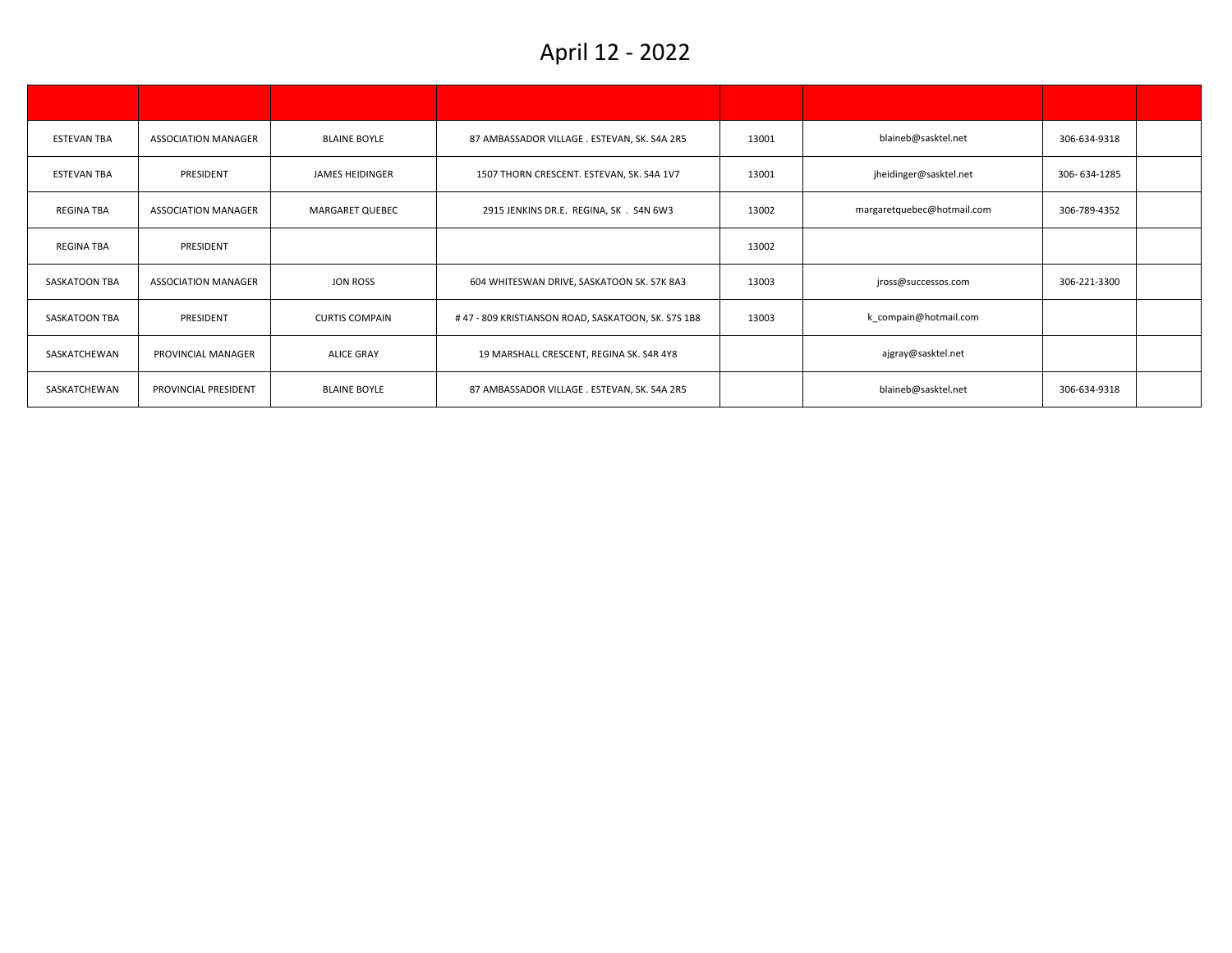# April 12 - 2022

| | | | | | | | |
|---|---|---|---|---|---|---|---|
| ESTEVAN TBA | ASSOCIATION MANAGER | BLAINE BOYLE | 87 AMBASSADOR VILLAGE . ESTEVAN, SK. S4A 2R5 | 13001 | blaineb@sasktel.net | 306-634-9318 | |
| ESTEVAN TBA | PRESIDENT | JAMES HEIDINGER | 1507 THORN CRESCENT. ESTEVAN, SK. S4A 1V7 | 13001 | jheidinger@sasktel.net | 306- 634-1285 | |
| REGINA TBA | ASSOCIATION MANAGER | MARGARET QUEBEC | 2915 JENKINS DR.E. REGINA, SK . S4N 6W3 | 13002 | margaretquebec@hotmail.com | 306-789-4352 | |
| REGINA TBA | PRESIDENT | | | 13002 | | | |
| SASKATOON TBA | ASSOCIATION MANAGER | JON ROSS | 604 WHITESWAN DRIVE, SASKATOON SK. S7K 8A3 | 13003 | jross@successos.com | 306-221-3300 | |
| SASKATOON TBA | PRESIDENT | CURTIS COMPAIN | # 47 - 809 KRISTIANSON ROAD, SASKATOON, SK. S7S 1B8 | 13003 | k_compain@hotmail.com | | |
| SASKATCHEWAN | PROVINCIAL MANAGER | ALICE GRAY | 19 MARSHALL CRESCENT, REGINA SK. S4R 4Y8 | | ajgray@sasktel.net | | |
| SASKATCHEWAN | PROVINCIAL PRESIDENT | BLAINE BOYLE | 87 AMBASSADOR VILLAGE . ESTEVAN, SK. S4A 2R5 | | blaineb@sasktel.net | 306-634-9318 | |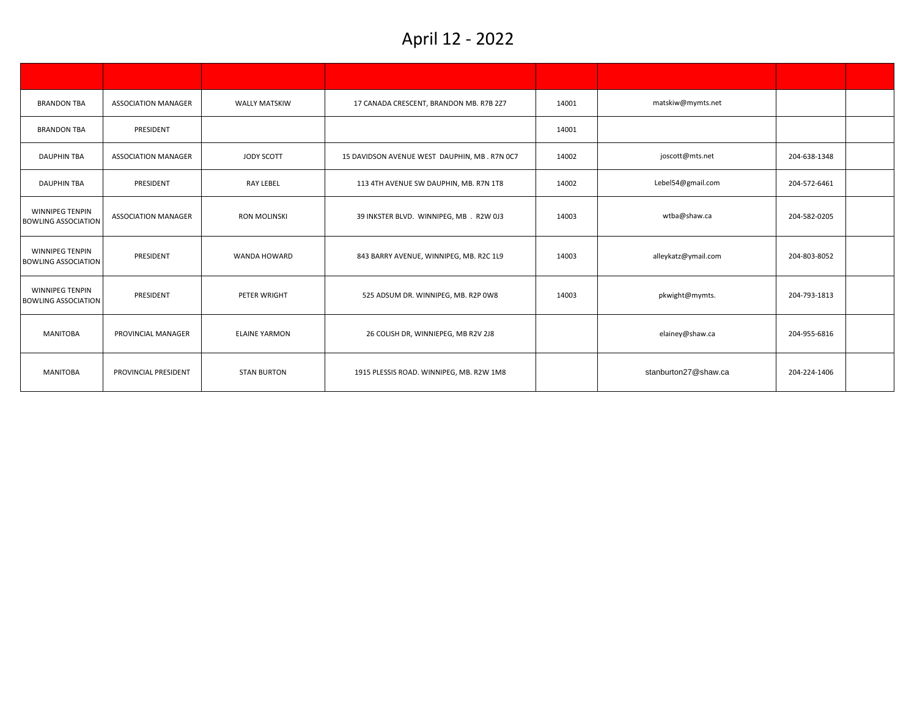# April 12 - 2022

| | | | | | | | |
|---|---|---|---|---|---|---|---|
| BRANDON TBA | ASSOCIATION MANAGER | WALLY MATSKIW | 17 CANADA CRESCENT, BRANDON MB. R7B 2Z7 | 14001 | matskiw@mymts.net | | |
| BRANDON TBA | PRESIDENT | | | 14001 | | | |
| DAUPHIN TBA | ASSOCIATION MANAGER | JODY SCOTT | 15 DAVIDSON AVENUE WEST DAUPHIN, MB . R7N 0C7 | 14002 | joscott@mts.net | 204-638-1348 | |
| DAUPHIN TBA | PRESIDENT | RAY LEBEL | 113 4TH AVENUE SW DAUPHIN, MB. R7N 1T8 | 14002 | Lebel54@gmail.com | 204-572-6461 | |
| WINNIPEG TENPIN BOWLING ASSOCIATION | ASSOCIATION MANAGER | RON MOLINSKI | 39 INKSTER BLVD. WINNIPEG, MB . R2W 0J3 | 14003 | wtba@shaw.ca | 204-582-0205 | |
| WINNIPEG TENPIN BOWLING ASSOCIATION | PRESIDENT | WANDA HOWARD | 843 BARRY AVENUE, WINNIPEG, MB. R2C 1L9 | 14003 | alleykatz@ymail.com | 204-803-8052 | |
| WINNIPEG TENPIN BOWLING ASSOCIATION | PRESIDENT | PETER WRIGHT | 525 ADSUM DR. WINNIPEG, MB. R2P 0W8 | 14003 | pkwight@mymts. | 204-793-1813 | |
| MANITOBA | PROVINCIAL MANAGER | ELAINE YARMON | 26 COLISH DR, WINNIEPEG, MB R2V 2J8 | | elainey@shaw.ca | 204-955-6816 | |
| MANITOBA | PROVINCIAL PRESIDENT | STAN BURTON | 1915 PLESSIS ROAD. WINNIPEG, MB. R2W 1M8 | | stanburton27@shaw.ca | 204-224-1406 | |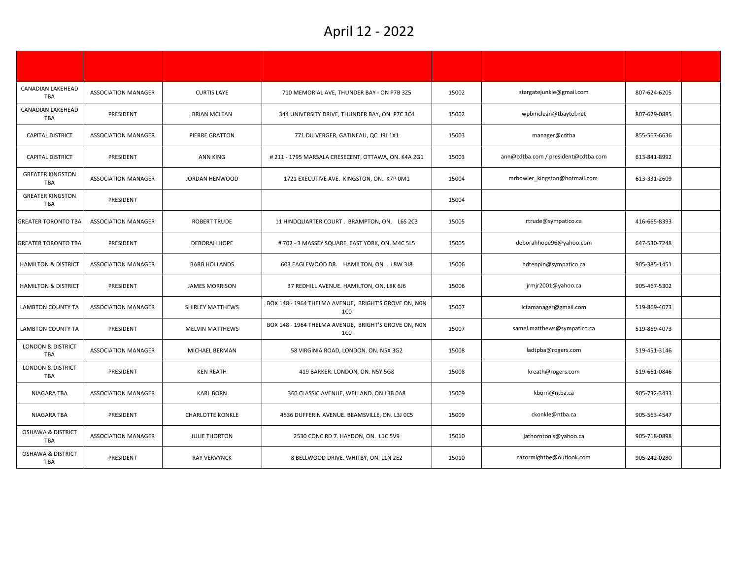# April 12 - 2022

| | | | | | | | |
|---|---|---|---|---|---|---|---|
| CANADIAN LAKEHEAD TBA | ASSOCIATION MANAGER | CURTIS LAYE | 710 MEMORIAL AVE, THUNDER BAY - ON P7B 3Z5 | 15002 | stargatejunkie@gmail.com | 807-624-6205 | |
| CANADIAN LAKEHEAD TBA | PRESIDENT | BRIAN MCLEAN | 344 UNIVERSITY DRIVE, THUNDER BAY, ON. P7C 3C4 | 15002 | wpbmclean@tbaytel.net | 807-629-0885 | |
| CAPITAL DISTRICT | ASSOCIATION MANAGER | PIERRE GRATTON | 771 DU VERGER, GATINEAU, QC. J9J 1X1 | 15003 | manager@cdtba | 855-567-6636 | |
| CAPITAL DISTRICT | PRESIDENT | ANN KING | # 211 - 1795 MARSALA CRESECENT, OTTAWA, ON. K4A 2G1 | 15003 | ann@cdtba.com / president@cdtba.com | 613-841-8992 | |
| GREATER KINGSTON TBA | ASSOCIATION MANAGER | JORDAN HENWOOD | 1721 EXECUTIVE AVE. KINGSTON, ON. K7P 0M1 | 15004 | mrbowler_kingston@hotmail.com | 613-331-2609 | |
| GREATER KINGSTON TBA | PRESIDENT | | | 15004 | | | |
| GREATER TORONTO TBA | ASSOCIATION MANAGER | ROBERT TRUDE | 11 HINDQUARTER COURT . BRAMPTON, ON. L6S 2C3 | 15005 | rtrude@sympatico.ca | 416-665-8393 | |
| GREATER TORONTO TBA | PRESIDENT | DEBORAH HOPE | # 702 - 3 MASSEY SQUARE, EAST YORK, ON. M4C 5L5 | 15005 | deborahhope96@yahoo.com | 647-530-7248 | |
| HAMILTON & DISTRICT | ASSOCIATION MANAGER | BARB HOLLANDS | 603 EAGLEWOOD DR. HAMILTON, ON . L8W 3J8 | 15006 | hdtenpin@sympatico.ca | 905-385-1451 | |
| HAMILTON & DISTRICT | PRESIDENT | JAMES MORRISON | 37 REDHILL AVENUE. HAMILTON, ON. L8K 6J6 | 15006 | jrmjr2001@yahoo.ca | 905-467-5302 | |
| LAMBTON COUNTY TA | ASSOCIATION MANAGER | SHIRLEY MATTHEWS | BOX 148 - 1964 THELMA AVENUE, BRIGHT'S GROVE ON, N0N 1C0 | 15007 | lctamanager@gmail.com | 519-869-4073 | |
| LAMBTON COUNTY TA | PRESIDENT | MELVIN MATTHEWS | BOX 148 - 1964 THELMA AVENUE, BRIGHT'S GROVE ON, N0N 1C0 | 15007 | samel.matthews@sympatico.ca | 519-869-4073 | |
| LONDON & DISTRICT TBA | ASSOCIATION MANAGER | MICHAEL BERMAN | 58 VIRGINIA ROAD, LONDON. ON. N5X 3G2 | 15008 | ladtpba@rogers.com | 519-451-3146 | |
| LONDON & DISTRICT TBA | PRESIDENT | KEN REATH | 419 BARKER. LONDON, ON. N5Y 5G8 | 15008 | kreath@rogers.com | 519-661-0846 | |
| NIAGARA TBA | ASSOCIATION MANAGER | KARL BORN | 360 CLASSIC AVENUE, WELLAND. ON L3B 0A8 | 15009 | kborn@ntba.ca | 905-732-3433 | |
| NIAGARA TBA | PRESIDENT | CHARLOTTE KONKLE | 4536 DUFFERIN AVENUE. BEAMSVILLE, ON. L3J 0C5 | 15009 | ckonkle@ntba.ca | 905-563-4547 | |
| OSHAWA & DISTRICT TBA | ASSOCIATION MANAGER | JULIE THORTON | 2530 CONC RD 7. HAYDON, ON. L1C 5V9 | 15010 | jathorntonis@yahoo.ca | 905-718-0898 | |
| OSHAWA & DISTRICT TBA | PRESIDENT | RAY VERVYNCK | 8 BELLWOOD DRIVE. WHITBY, ON. L1N 2E2 | 15010 | razormightbe@outlook.com | 905-242-0280 | |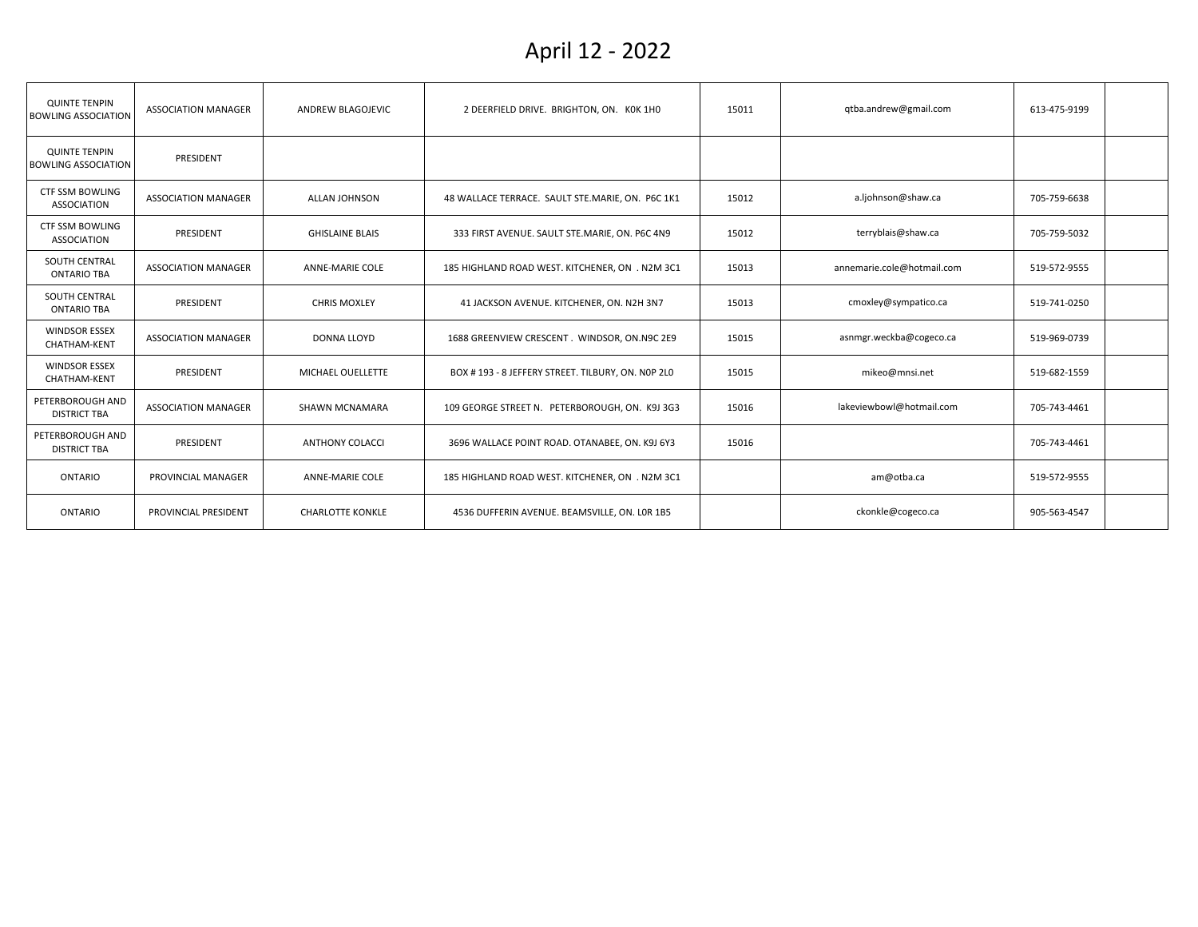# April 12 - 2022

| | | | | | | | |
|---|---|---|---|---|---|---|---|
| QUINTE TENPIN BOWLING ASSOCIATION | ASSOCIATION MANAGER | ANDREW BLAGOJEVIC | 2 DEERFIELD DRIVE. BRIGHTON, ON. K0K 1H0 | 15011 | qtba.andrew@gmail.com | 613-475-9199 | |
| QUINTE TENPIN BOWLING ASSOCIATION | PRESIDENT | | | | | | |
| CTF SSM BOWLING ASSOCIATION | ASSOCIATION MANAGER | ALLAN JOHNSON | 48 WALLACE TERRACE. SAULT STE.MARIE, ON. P6C 1K1 | 15012 | a.ljohnson@shaw.ca | 705-759-6638 | |
| CTF SSM BOWLING ASSOCIATION | PRESIDENT | GHISLAINE BLAIS | 333 FIRST AVENUE. SAULT STE.MARIE, ON. P6C 4N9 | 15012 | terryblais@shaw.ca | 705-759-5032 | |
| SOUTH CENTRAL ONTARIO TBA | ASSOCIATION MANAGER | ANNE-MARIE COLE | 185 HIGHLAND ROAD WEST. KITCHENER, ON . N2M 3C1 | 15013 | annemarie.cole@hotmail.com | 519-572-9555 | |
| SOUTH CENTRAL ONTARIO TBA | PRESIDENT | CHRIS MOXLEY | 41 JACKSON AVENUE. KITCHENER, ON. N2H 3N7 | 15013 | cmoxley@sympatico.ca | 519-741-0250 | |
| WINDSOR ESSEX CHATHAM-KENT | ASSOCIATION MANAGER | DONNA LLOYD | 1688 GREENVIEW CRESCENT . WINDSOR, ON.N9C 2E9 | 15015 | asnmgr.weckba@cogeco.ca | 519-969-0739 | |
| WINDSOR ESSEX CHATHAM-KENT | PRESIDENT | MICHAEL OUELLETTE | BOX # 193 - 8 JEFFERY STREET. TILBURY, ON. N0P 2L0 | 15015 | mikeo@mnsi.net | 519-682-1559 | |
| PETERBOROUGH AND DISTRICT TBA | ASSOCIATION MANAGER | SHAWN MCNAMARA | 109 GEORGE STREET N. PETERBOROUGH, ON. K9J 3G3 | 15016 | lakeviewbowl@hotmail.com | 705-743-4461 | |
| PETERBOROUGH AND DISTRICT TBA | PRESIDENT | ANTHONY COLACCI | 3696 WALLACE POINT ROAD. OTANABEE, ON. K9J 6Y3 | 15016 | | 705-743-4461 | |
| ONTARIO | PROVINCIAL MANAGER | ANNE-MARIE COLE | 185 HIGHLAND ROAD WEST. KITCHENER, ON . N2M 3C1 | | am@otba.ca | 519-572-9555 | |
| ONTARIO | PROVINCIAL PRESIDENT | CHARLOTTE KONKLE | 4536 DUFFERIN AVENUE. BEAMSVILLE, ON. L0R 1B5 | | ckonkle@cogeco.ca | 905-563-4547 | |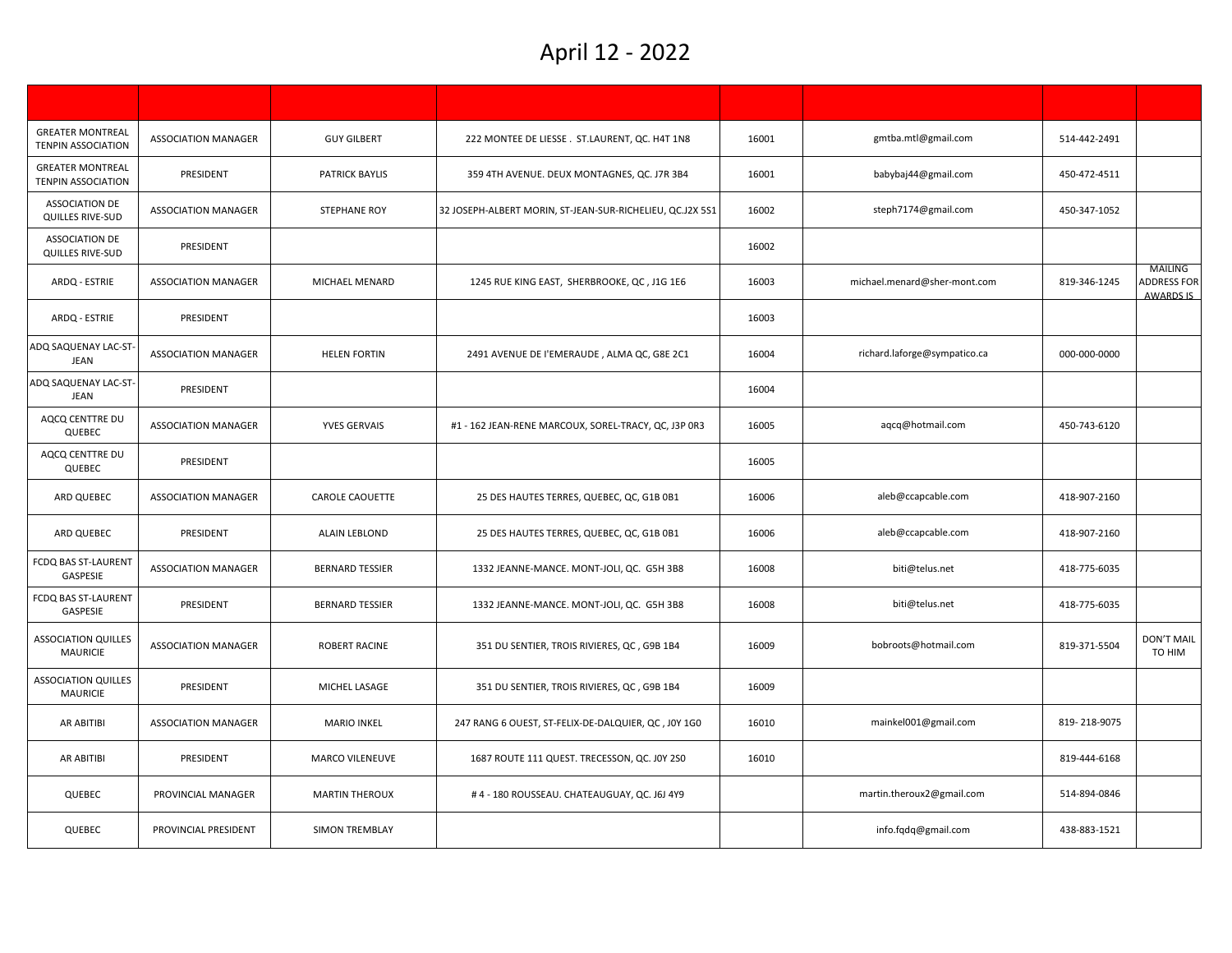# April 12 - 2022

| | | | | | | | |
|---|---|---|---|---|---|---|---|
| GREATER MONTREAL TENPIN ASSOCIATION | ASSOCIATION MANAGER | GUY GILBERT | 222 MONTEE DE LIESSE . ST.LAURENT, QC. H4T 1N8 | 16001 | gmtba.mtl@gmail.com | 514-442-2491 | |
| GREATER MONTREAL TENPIN ASSOCIATION | PRESIDENT | PATRICK BAYLIS | 359 4TH AVENUE. DEUX MONTAGNES, QC. J7R 3B4 | 16001 | babybaj44@gmail.com | 450-472-4511 | |
| ASSOCIATION DE QUILLES RIVE-SUD | ASSOCIATION MANAGER | STEPHANE ROY | 32 JOSEPH-ALBERT MORIN, ST-JEAN-SUR-RICHELIEU, QC.J2X 5S1 | 16002 | steph7174@gmail.com | 450-347-1052 | |
| ASSOCIATION DE QUILLES RIVE-SUD | PRESIDENT | | | 16002 | | | |
| ARDQ - ESTRIE | ASSOCIATION MANAGER | MICHAEL MENARD | 1245 RUE KING EAST, SHERBROOKE, QC , J1G 1E6 | 16003 | michael.menard@sher-mont.com | 819-346-1245 | MAILING ADDRESS FOR AWARDS IS |
| ARDQ - ESTRIE | PRESIDENT | | | 16003 | | | |
| ADQ SAQUENAY LAC-ST-JEAN | ASSOCIATION MANAGER | HELEN FORTIN | 2491 AVENUE DE I'EMERAUDE , ALMA QC, G8E 2C1 | 16004 | richard.laforge@sympatico.ca | 000-000-0000 | |
| ADQ SAQUENAY LAC-ST-JEAN | PRESIDENT | | | 16004 | | | |
| AQCQ CENTTRE DU QUEBEC | ASSOCIATION MANAGER | YVES GERVAIS | #1 - 162 JEAN-RENE MARCOUX, SOREL-TRACY, QC, J3P 0R3 | 16005 | aqcq@hotmail.com | 450-743-6120 | |
| AQCQ CENTTRE DU QUEBEC | PRESIDENT | | | 16005 | | | |
| ARD QUEBEC | ASSOCIATION MANAGER | CAROLE CAOUETTE | 25 DES HAUTES TERRES, QUEBEC, QC, G1B 0B1 | 16006 | aleb@ccapcable.com | 418-907-2160 | |
| ARD QUEBEC | PRESIDENT | ALAIN LEBLOND | 25 DES HAUTES TERRES, QUEBEC, QC, G1B 0B1 | 16006 | aleb@ccapcable.com | 418-907-2160 | |
| FCDQ BAS ST-LAURENT GASPESIE | ASSOCIATION MANAGER | BERNARD TESSIER | 1332 JEANNE-MANCE. MONT-JOLI, QC. G5H 3B8 | 16008 | biti@telus.net | 418-775-6035 | |
| FCDQ BAS ST-LAURENT GASPESIE | PRESIDENT | BERNARD TESSIER | 1332 JEANNE-MANCE. MONT-JOLI, QC. G5H 3B8 | 16008 | biti@telus.net | 418-775-6035 | |
| ASSOCIATION QUILLES MAURICIE | ASSOCIATION MANAGER | ROBERT RACINE | 351 DU SENTIER, TROIS RIVIERES, QC , G9B 1B4 | 16009 | bobroots@hotmail.com | 819-371-5504 | DON'T MAIL TO HIM |
| ASSOCIATION QUILLES MAURICIE | PRESIDENT | MICHEL LASAGE | 351 DU SENTIER, TROIS RIVIERES, QC , G9B 1B4 | 16009 | | | |
| AR ABITIBI | ASSOCIATION MANAGER | MARIO INKEL | 247 RANG 6 OUEST, ST-FELIX-DE-DALQUIER, QC , J0Y 1G0 | 16010 | mainkel001@gmail.com | 819- 218-9075 | |
| AR ABITIBI | PRESIDENT | MARCO VILENEUVE | 1687 ROUTE 111 QUEST. TRECESSON, QC. J0Y 2S0 | 16010 | | 819-444-6168 | |
| QUEBEC | PROVINCIAL MANAGER | MARTIN THEROUX | # 4 - 180 ROUSSEAU. CHATEAUGUAY, QC. J6J 4Y9 | | martin.theroux2@gmail.com | 514-894-0846 | |
| QUEBEC | PROVINCIAL PRESIDENT | SIMON TREMBLAY | | | info.fqdq@gmail.com | 438-883-1521 | |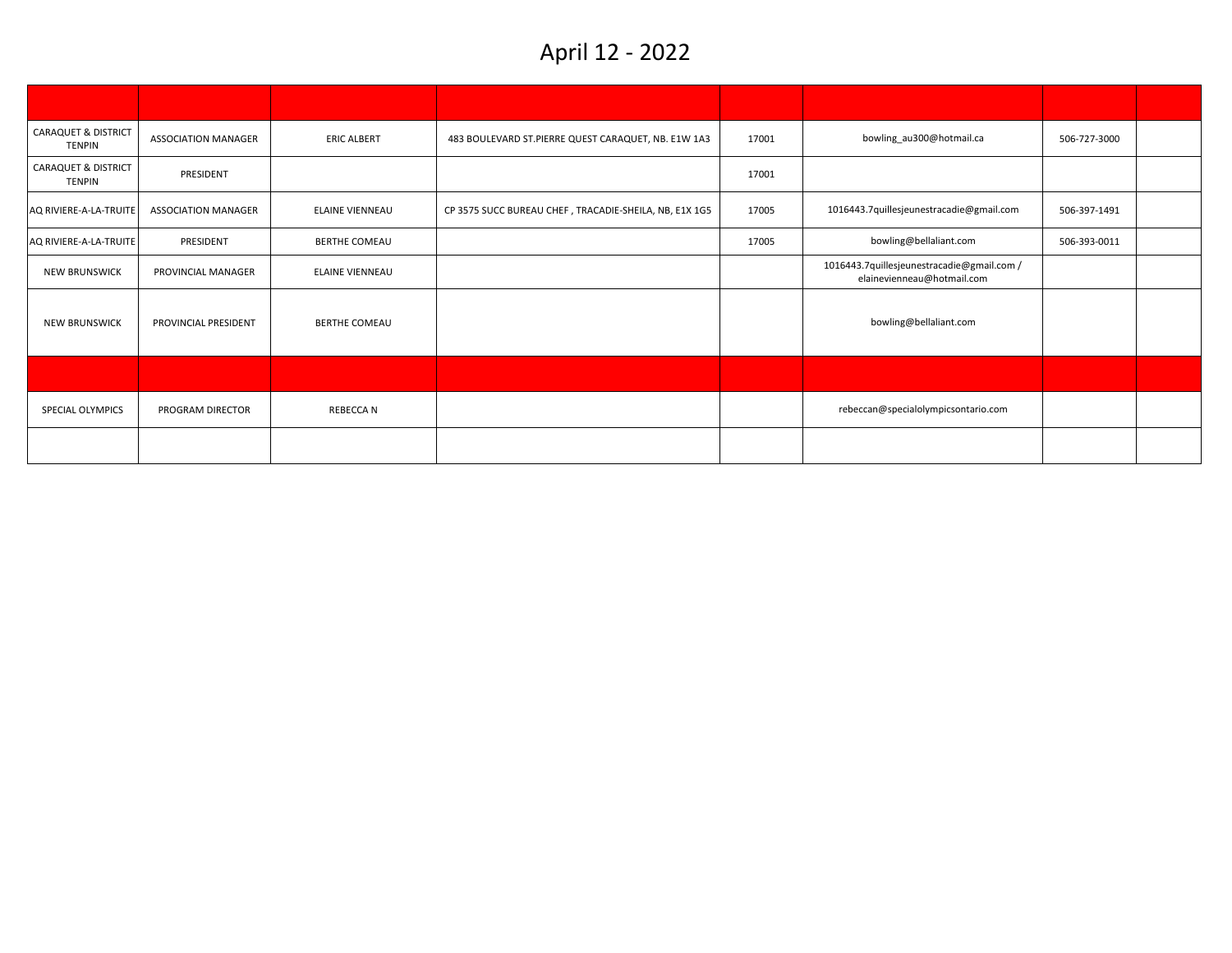# April 12 - 2022

| | | | | | | | |
|---|---|---|---|---|---|---|---|
| CARAQUET & DISTRICT TENPIN | ASSOCIATION MANAGER | ERIC ALBERT | 483 BOULEVARD ST.PIERRE QUEST CARAQUET, NB. E1W 1A3 | 17001 | bowling_au300@hotmail.ca | 506-727-3000 | |
| CARAQUET & DISTRICT TENPIN | PRESIDENT | | | 17001 | | | |
| AQ RIVIERE-A-LA-TRUITE | ASSOCIATION MANAGER | ELAINE VIENNEAU | CP 3575 SUCC BUREAU CHEF , TRACADIE-SHEILA, NB, E1X 1G5 | 17005 | 1016443.7quillesjeunestracadie@gmail.com | 506-397-1491 | |
| AQ RIVIERE-A-LA-TRUITE | PRESIDENT | BERTHE COMEAU | | 17005 | bowling@bellaliant.com | 506-393-0011 | |
| NEW BRUNSWICK | PROVINCIAL MANAGER | ELAINE VIENNEAU | | | 1016443.7quillesjeunestracadie@gmail.com / elainevienneau@hotmail.com | | |
| NEW BRUNSWICK | PROVINCIAL PRESIDENT | BERTHE COMEAU | | | bowling@bellaliant.com | | |
| | | | | | | | |
| SPECIAL OLYMPICS | PROGRAM DIRECTOR | REBECCA N | | | rebeccan@specialolympicsontario.com | | |
| | | | | | | | |